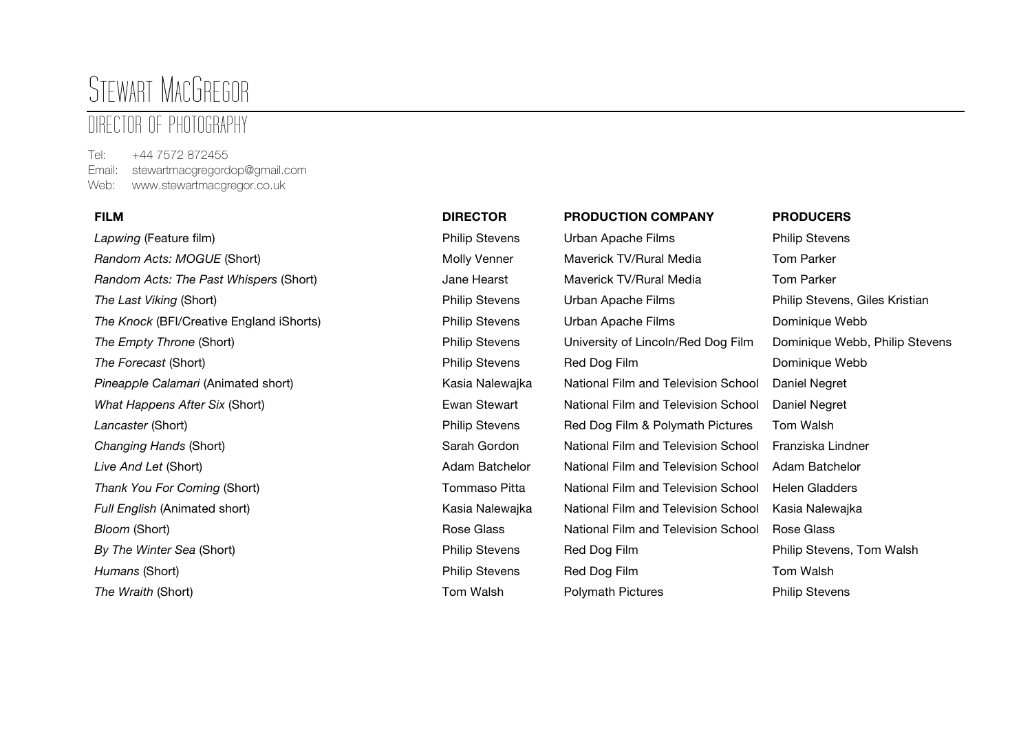# Stewart MacGregor

## Director of Photography

Tel: +44 7572 872455
Email: stewartmacgregordop@gmail.com
Web: www.stewartmacgregor.co.uk

| **FILM** | **DIRECTOR** | **PRODUCTION COMPANY** | **PRODUCERS** |
|---|---|---|---|
| *Lapwing* (Feature film) | Philip Stevens | Urban Apache Films | Philip Stevens |
| *Random Acts: MOGUE* (Short) | Molly Venner | Maverick TV/Rural Media | Tom Parker |
| *Random Acts: The Past Whispers* (Short) | Jane Hearst | Maverick TV/Rural Media | Tom Parker |
| *The Last Viking* (Short) | Philip Stevens | Urban Apache Films | Philip Stevens, Giles Kristian |
| *The Knock* (BFI/Creative England iShorts) | Philip Stevens | Urban Apache Films | Dominique Webb |
| *The Empty Throne* (Short) | Philip Stevens | University of Lincoln/Red Dog Film | Dominique Webb, Philip Stevens |
| *The Forecast* (Short) | Philip Stevens | Red Dog Film | Dominique Webb |
| *Pineapple Calamari* (Animated short) | Kasia Nalewajka | National Film and Television School | Daniel Negret |
| *What Happens After Six* (Short) | Ewan Stewart | National Film and Television School | Daniel Negret |
| *Lancaster* (Short) | Philip Stevens | Red Dog Film & Polymath Pictures | Tom Walsh |
| *Changing Hands* (Short) | Sarah Gordon | National Film and Television School | Franziska Lindner |
| *Live And Let* (Short) | Adam Batchelor | National Film and Television School | Adam Batchelor |
| *Thank You For Coming* (Short) | Tommaso Pitta | National Film and Television School | Helen Gladders |
| *Full English* (Animated short) | Kasia Nalewajka | National Film and Television School | Kasia Nalewajka |
| *Bloom* (Short) | Rose Glass | National Film and Television School | Rose Glass |
| *By The Winter Sea* (Short) | Philip Stevens | Red Dog Film | Philip Stevens, Tom Walsh |
| *Humans* (Short) | Philip Stevens | Red Dog Film | Tom Walsh |
| *The Wraith* (Short) | Tom Walsh | Polymath Pictures | Philip Stevens |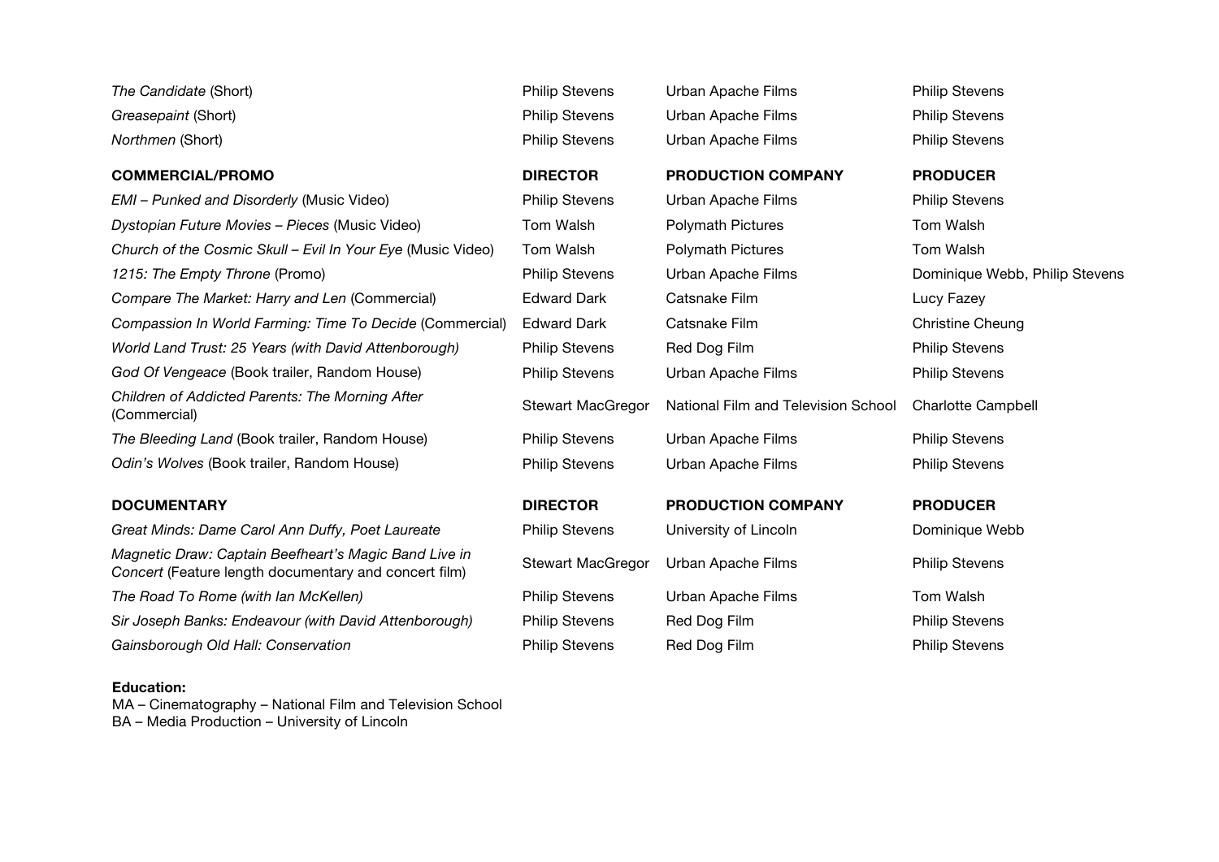| | | | |
|---|---|---|---|
| *The Candidate* (Short) | Philip Stevens | Urban Apache Films | Philip Stevens |
| *Greasepaint* (Short) | Philip Stevens | Urban Apache Films | Philip Stevens |
| *Northmen* (Short) | Philip Stevens | Urban Apache Films | Philip Stevens |

| **COMMERCIAL/PROMO** | **DIRECTOR** | **PRODUCTION COMPANY** | **PRODUCER** |
|---|---|---|---|
| *EMI – Punked and Disorderly* (Music Video) | Philip Stevens | Urban Apache Films | Philip Stevens |
| *Dystopian Future Movies – Pieces* (Music Video) | Tom Walsh | Polymath Pictures | Tom Walsh |
| *Church of the Cosmic Skull – Evil In Your Eye* (Music Video) | Tom Walsh | Polymath Pictures | Tom Walsh |
| *1215: The Empty Throne* (Promo) | Philip Stevens | Urban Apache Films | Dominique Webb, Philip Stevens |
| *Compare The Market: Harry and Len* (Commercial) | Edward Dark | Catsnake Film | Lucy Fazey |
| *Compassion In World Farming: Time To Decide* (Commercial) | Edward Dark | Catsnake Film | Christine Cheung |
| *World Land Trust: 25 Years (with David Attenborough)* | Philip Stevens | Red Dog Film | Philip Stevens |
| *God Of Vengeace* (Book trailer, Random House) | Philip Stevens | Urban Apache Films | Philip Stevens |
| *Children of Addicted Parents: The Morning After* (Commercial) | Stewart MacGregor | National Film and Television School | Charlotte Campbell |
| *The Bleeding Land* (Book trailer, Random House) | Philip Stevens | Urban Apache Films | Philip Stevens |
| *Odin's Wolves* (Book trailer, Random House) | Philip Stevens | Urban Apache Films | Philip Stevens |

| **DOCUMENTARY** | **DIRECTOR** | **PRODUCTION COMPANY** | **PRODUCER** |
|---|---|---|---|
| *Great Minds: Dame Carol Ann Duffy, Poet Laureate* | Philip Stevens | University of Lincoln | Dominique Webb |
| *Magnetic Draw: Captain Beefheart's Magic Band Live in Concert* (Feature length documentary and concert film) | Stewart MacGregor | Urban Apache Films | Philip Stevens |
| *The Road To Rome (with Ian McKellen)* | Philip Stevens | Urban Apache Films | Tom Walsh |
| *Sir Joseph Banks: Endeavour (with David Attenborough)* | Philip Stevens | Red Dog Film | Philip Stevens |
| *Gainsborough Old Hall: Conservation* | Philip Stevens | Red Dog Film | Philip Stevens |

**Education:**

MA – Cinematography – National Film and Television School
BA – Media Production – University of Lincoln